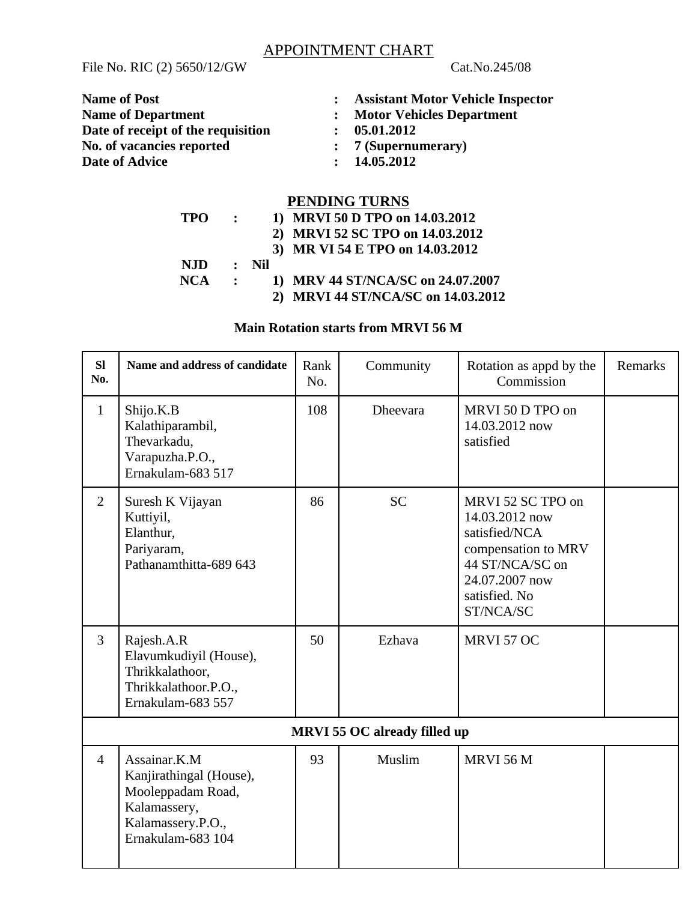# APPOINTMENT CHART

File No. RIC (2) 5650/12/GW Cat.No.245/08

**Name of Post** : **Assistant Motor Vehicle Inspector**
**Name of Department** : **Motor Vehicles Department**
**Date of receipt of the requisition** : **05.01.2012**
**No. of vacancies reported** : **7 (Supernumerary)**
**Date of Advice** : **14.05.2012**

## PENDING TURNS

**TPO** :
1) **MRVI 50 D TPO on 14.03.2012**
2) **MRVI 52 SC TPO on 14.03.2012**
3) **MR VI 54 E TPO on 14.03.2012**

**NJD** : **Nil**

**NCA** :
1) **MRV 44 ST/NCA/SC on 24.07.2007**
2) **MRVI 44 ST/NCA/SC on 14.03.2012**

**Main Rotation starts from MRVI 56 M**

| Sl No. | Name and address of candidate | Rank No. | Community | Rotation as appd by the Commission | Remarks |
|---|---|---|---|---|---|
| 1 | Shijo.K.B Kalathiparambil, Thevarkadu, Varapuzha.P.O., Ernakulam-683 517 | 108 | Dheevara | MRVI 50 D TPO on 14.03.2012 now satisfied | |
| 2 | Suresh K Vijayan Kuttiyil, Elanthur, Pariyaram, Pathanamthitta-689 643 | 86 | SC | MRVI 52 SC TPO on 14.03.2012 now satisfied/NCA compensation to MRV 44 ST/NCA/SC on 24.07.2007 now satisfied. No ST/NCA/SC | |
| 3 | Rajesh.A.R Elavumkudiyil (House), Thrikkalathoor, Thrikkalathoor.P.O., Ernakulam-683 557 | 50 | Ezhava | MRVI 57 OC | |
| **MRVI 55 OC already filled up** | | | | | |
| 4 | Assainar.K.M Kanjirathingal (House), Mooleppadam Road, Kalamassery, Kalamassery.P.O., Ernakulam-683 104 | 93 | Muslim | MRVI 56 M | |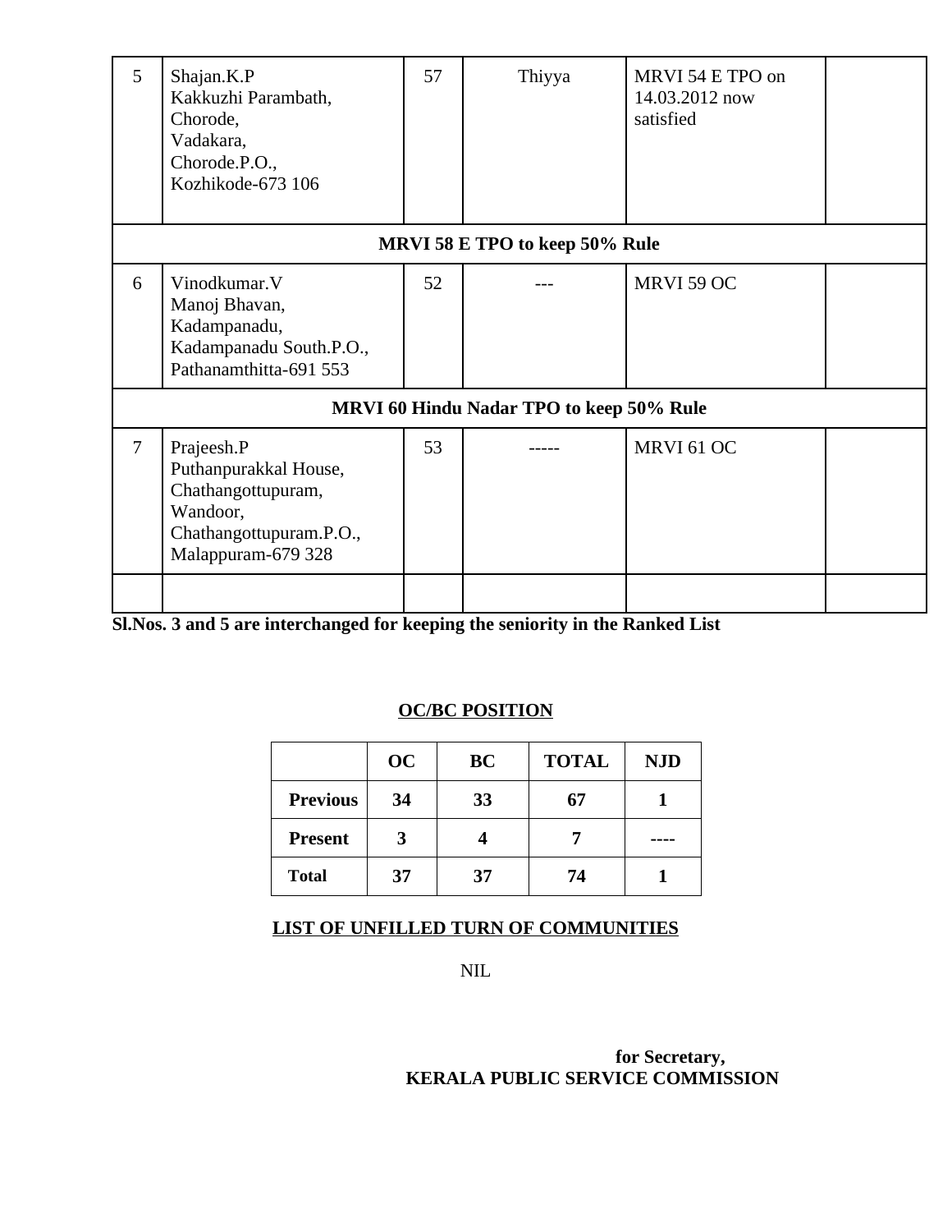| | | | | | |
|---|---|---|---|---|---|
| 5 | Shajan.K.P<br>Kakkuzhi Parambath,<br>Chorode,<br>Vadakara,<br>Chorode.P.O.,<br>Kozhikode-673 106 | 57 | Thiyya | MRVI 54 E TPO on 14.03.2012 now satisfied | |
| **MRVI 58 E TPO to keep 50% Rule** | | | | | |
| 6 | Vinodkumar.V<br>Manoj Bhavan,<br>Kadampanadu,<br>Kadampanadu South.P.O.,<br>Pathanamthitta-691 553 | 52 | --- | MRVI 59 OC | |
| **MRVI 60 Hindu Nadar TPO to keep 50% Rule** | | | | | |
| 7 | Prajeesh.P<br>Puthanpurakkal House,<br>Chathangottupuram,<br>Wandoor,<br>Chathangottupuram.P.O.,<br>Malappuram-679 328 | 53 | ----- | MRVI 61 OC | |
| | | | | | |

**Sl.Nos. 3 and 5 are interchanged for keeping the seniority in the Ranked List**

## OC/BC POSITION

| | OC | BC | TOTAL | NJD |
|---|---|---|---|---|
| **Previous** | **34** | **33** | **67** | **1** |
| **Present** | **3** | **4** | **7** | **----** |
| **Total** | **37** | **37** | **74** | **1** |

## LIST OF UNFILLED TURN OF COMMUNITIES

NIL

**for Secretary,**
**KERALA PUBLIC SERVICE COMMISSION**